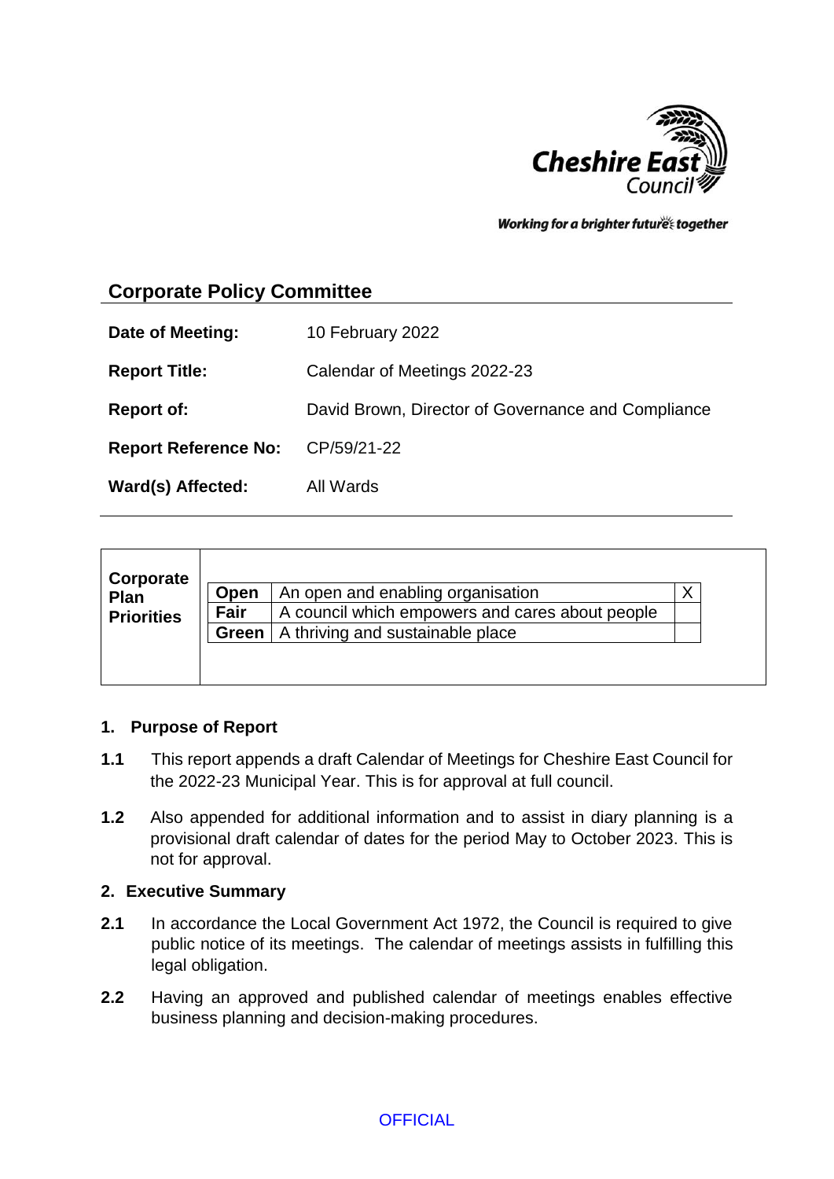Cheshire East Council

*Working for a brighter future together*

## Corporate Policy Committee

| | |
|---|---|
| **Date of Meeting:** | 10 February 2022 |
| **Report Title:** | Calendar of Meetings 2022-23 |
| **Report of:** | David Brown, Director of Governance and Compliance |
| **Report Reference No:** | CP/59/21-22 |
| **Ward(s) Affected:** | All Wards |

**Corporate Plan Priorities**

| | | |
|---|---|---|
| **Open** | An open and enabling organisation | X |
| **Fair** | A council which empowers and cares about people | |
| **Green** | A thriving and sustainable place | |

### 1. Purpose of Report

**1.1** This report appends a draft Calendar of Meetings for Cheshire East Council for the 2022-23 Municipal Year. This is for approval at full council.

**1.2** Also appended for additional information and to assist in diary planning is a provisional draft calendar of dates for the period May to October 2023. This is not for approval.

### 2. Executive Summary

**2.1** In accordance the Local Government Act 1972, the Council is required to give public notice of its meetings. The calendar of meetings assists in fulfilling this legal obligation.

**2.2** Having an approved and published calendar of meetings enables effective business planning and decision-making procedures.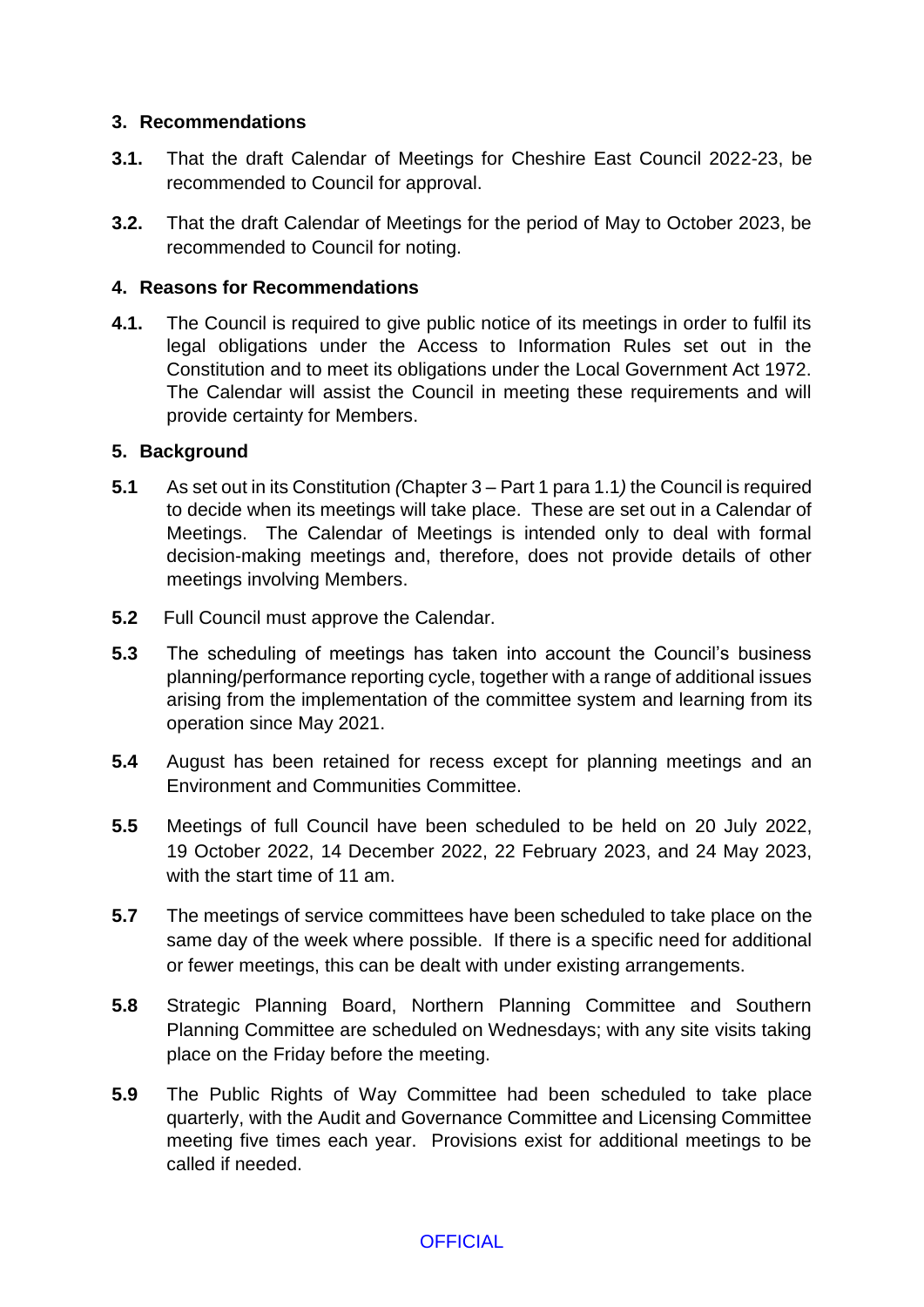## 3. Recommendations

**3.1.** That the draft Calendar of Meetings for Cheshire East Council 2022-23, be recommended to Council for approval.

**3.2.** That the draft Calendar of Meetings for the period of May to October 2023, be recommended to Council for noting.

## 4. Reasons for Recommendations

**4.1.** The Council is required to give public notice of its meetings in order to fulfil its legal obligations under the Access to Information Rules set out in the Constitution and to meet its obligations under the Local Government Act 1972. The Calendar will assist the Council in meeting these requirements and will provide certainty for Members.

## 5. Background

**5.1** As set out in its Constitution *(*Chapter 3 – Part 1 para 1.1*)* the Council is required to decide when its meetings will take place. These are set out in a Calendar of Meetings. The Calendar of Meetings is intended only to deal with formal decision-making meetings and, therefore, does not provide details of other meetings involving Members.

**5.2** Full Council must approve the Calendar.

**5.3** The scheduling of meetings has taken into account the Council's business planning/performance reporting cycle, together with a range of additional issues arising from the implementation of the committee system and learning from its operation since May 2021.

**5.4** August has been retained for recess except for planning meetings and an Environment and Communities Committee.

**5.5** Meetings of full Council have been scheduled to be held on 20 July 2022, 19 October 2022, 14 December 2022, 22 February 2023, and 24 May 2023, with the start time of 11 am.

**5.7** The meetings of service committees have been scheduled to take place on the same day of the week where possible. If there is a specific need for additional or fewer meetings, this can be dealt with under existing arrangements.

**5.8** Strategic Planning Board, Northern Planning Committee and Southern Planning Committee are scheduled on Wednesdays; with any site visits taking place on the Friday before the meeting.

**5.9** The Public Rights of Way Committee had been scheduled to take place quarterly, with the Audit and Governance Committee and Licensing Committee meeting five times each year. Provisions exist for additional meetings to be called if needed.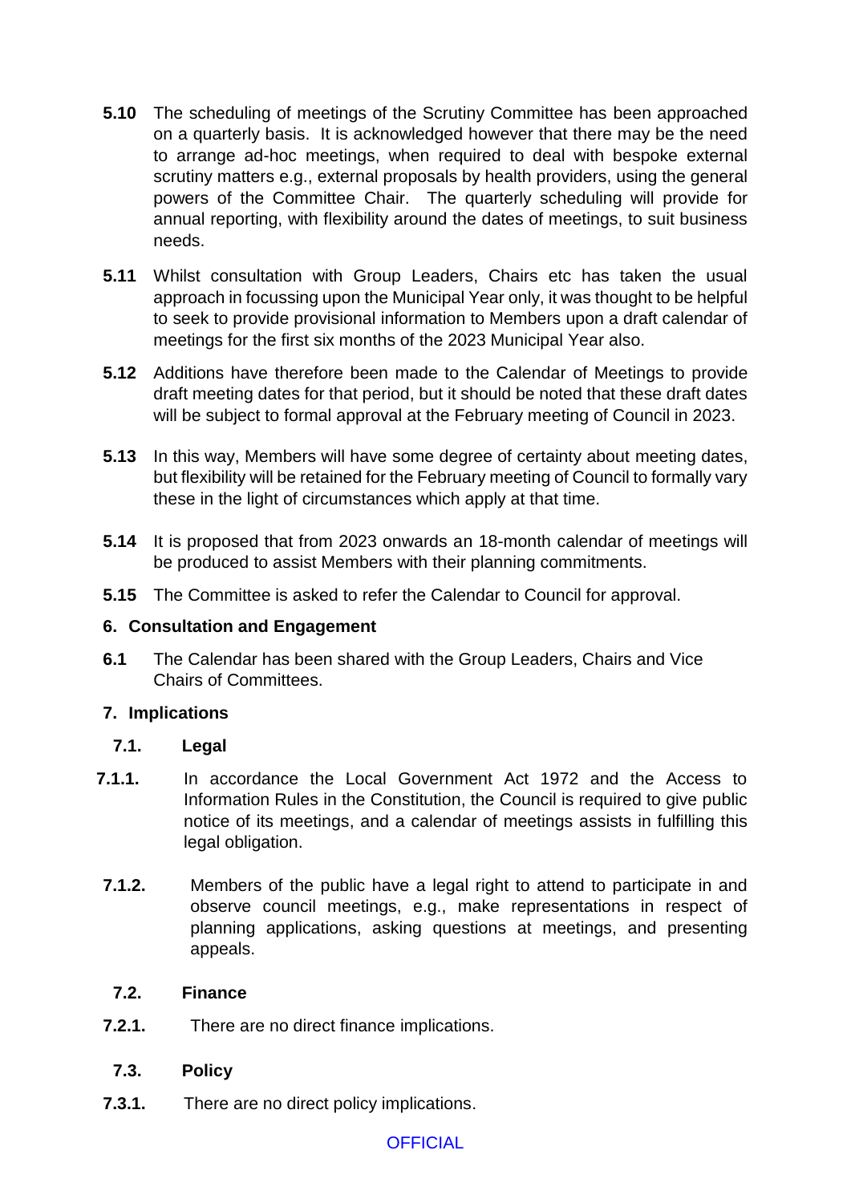**5.10** The scheduling of meetings of the Scrutiny Committee has been approached on a quarterly basis. It is acknowledged however that there may be the need to arrange ad-hoc meetings, when required to deal with bespoke external scrutiny matters e.g., external proposals by health providers, using the general powers of the Committee Chair. The quarterly scheduling will provide for annual reporting, with flexibility around the dates of meetings, to suit business needs.

**5.11** Whilst consultation with Group Leaders, Chairs etc has taken the usual approach in focussing upon the Municipal Year only, it was thought to be helpful to seek to provide provisional information to Members upon a draft calendar of meetings for the first six months of the 2023 Municipal Year also.

**5.12** Additions have therefore been made to the Calendar of Meetings to provide draft meeting dates for that period, but it should be noted that these draft dates will be subject to formal approval at the February meeting of Council in 2023.

**5.13** In this way, Members will have some degree of certainty about meeting dates, but flexibility will be retained for the February meeting of Council to formally vary these in the light of circumstances which apply at that time.

**5.14** It is proposed that from 2023 onwards an 18-month calendar of meetings will be produced to assist Members with their planning commitments.

**5.15** The Committee is asked to refer the Calendar to Council for approval.

## 6. Consultation and Engagement

**6.1** The Calendar has been shared with the Group Leaders, Chairs and Vice Chairs of Committees.

## 7. Implications

### 7.1. Legal

**7.1.1.** In accordance the Local Government Act 1972 and the Access to Information Rules in the Constitution, the Council is required to give public notice of its meetings, and a calendar of meetings assists in fulfilling this legal obligation.

**7.1.2.** Members of the public have a legal right to attend to participate in and observe council meetings, e.g., make representations in respect of planning applications, asking questions at meetings, and presenting appeals.

### 7.2. Finance

**7.2.1.** There are no direct finance implications.

### 7.3. Policy

**7.3.1.** There are no direct policy implications.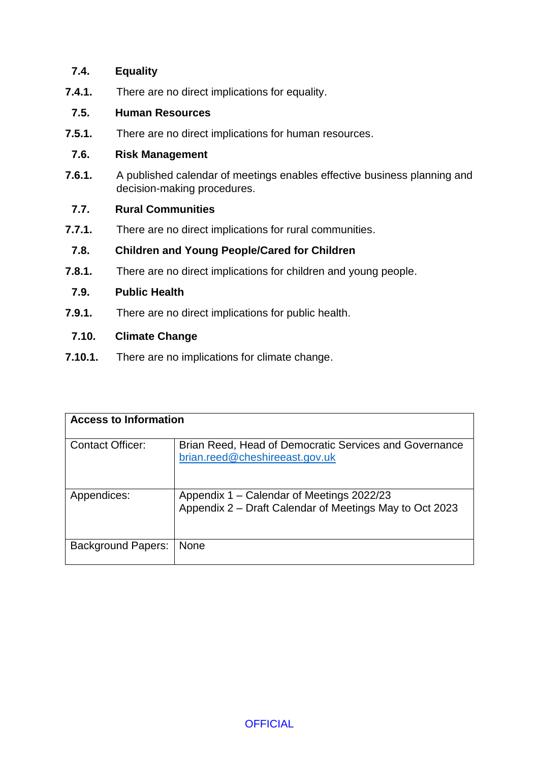### 7.4. Equality

7.4.1. There are no direct implications for equality.

### 7.5. Human Resources

7.5.1. There are no direct implications for human resources.

### 7.6. Risk Management

7.6.1. A published calendar of meetings enables effective business planning and decision-making procedures.

### 7.7. Rural Communities

7.7.1. There are no direct implications for rural communities.

### 7.8. Children and Young People/Cared for Children

7.8.1. There are no direct implications for children and young people.

### 7.9. Public Health

7.9.1. There are no direct implications for public health.

### 7.10. Climate Change

7.10.1. There are no implications for climate change.

| **Access to Information** | |
|---|---|
| Contact Officer: | Brian Reed, Head of Democratic Services and Governance<br>brian.reed@cheshireeast.gov.uk |
| Appendices: | Appendix 1 – Calendar of Meetings 2022/23<br>Appendix 2 – Draft Calendar of Meetings May to Oct 2023 |
| Background Papers: | None |

OFFICIAL